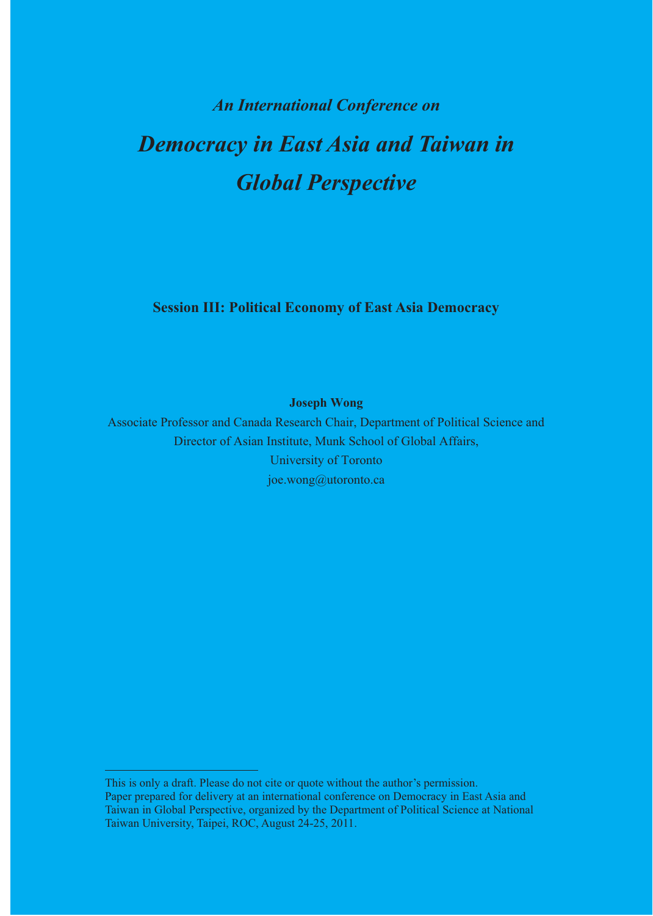*An International Conference on*

# *Democracy in East Asia and Taiwan in Global Perspective*

**Session III: Political Economy of East Asia Democracy**

**Joseph Wong**

Associate Professor and Canada Research Chair, Department of Political Science and Director of Asian Institute, Munk School of Global Affairs, University of Toronto

joe.wong@utoronto.ca

---

This is only a draft. Please do not cite or quote without the author's permission.

Paper prepared for delivery at an international conference on Democracy in East Asia and Taiwan in Global Perspective, organized by the Department of Political Science at National Taiwan University, Taipei, ROC, August 24-25, 2011.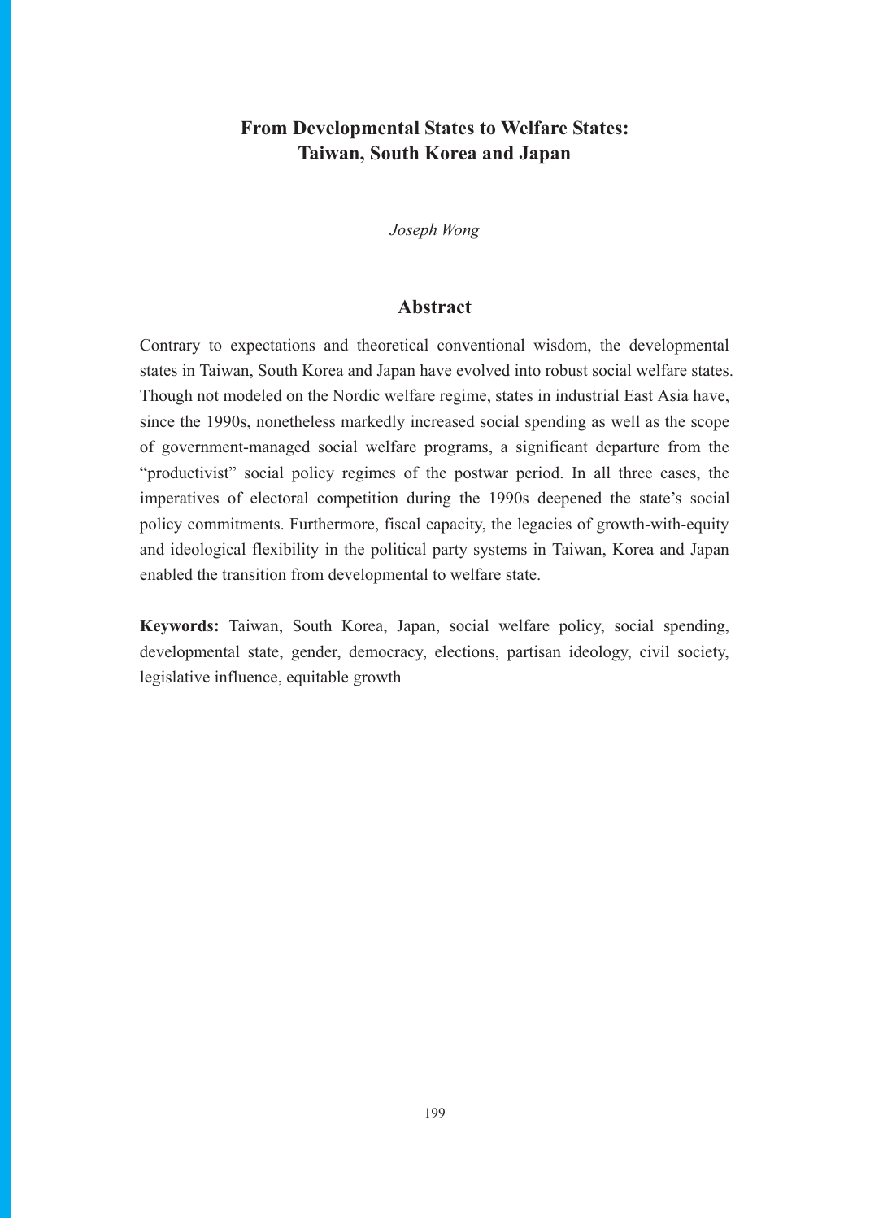# From Developmental States to Welfare States: Taiwan, South Korea and Japan

*Joseph Wong*

## Abstract

Contrary to expectations and theoretical conventional wisdom, the developmental states in Taiwan, South Korea and Japan have evolved into robust social welfare states. Though not modeled on the Nordic welfare regime, states in industrial East Asia have, since the 1990s, nonetheless markedly increased social spending as well as the scope of government-managed social welfare programs, a significant departure from the "productivist" social policy regimes of the postwar period. In all three cases, the imperatives of electoral competition during the 1990s deepened the state's social policy commitments. Furthermore, fiscal capacity, the legacies of growth-with-equity and ideological flexibility in the political party systems in Taiwan, Korea and Japan enabled the transition from developmental to welfare state.

**Keywords:** Taiwan, South Korea, Japan, social welfare policy, social spending, developmental state, gender, democracy, elections, partisan ideology, civil society, legislative influence, equitable growth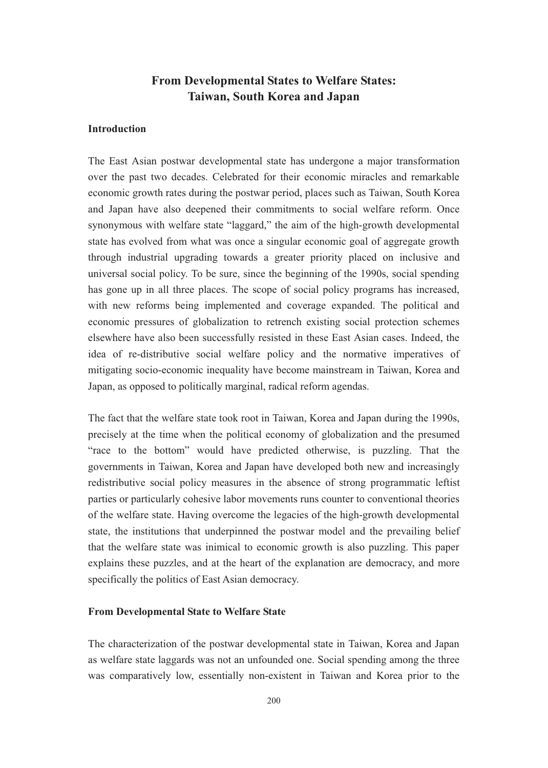# From Developmental States to Welfare States: Taiwan, South Korea and Japan

## Introduction

The East Asian postwar developmental state has undergone a major transformation over the past two decades. Celebrated for their economic miracles and remarkable economic growth rates during the postwar period, places such as Taiwan, South Korea and Japan have also deepened their commitments to social welfare reform. Once synonymous with welfare state "laggard," the aim of the high-growth developmental state has evolved from what was once a singular economic goal of aggregate growth through industrial upgrading towards a greater priority placed on inclusive and universal social policy. To be sure, since the beginning of the 1990s, social spending has gone up in all three places. The scope of social policy programs has increased, with new reforms being implemented and coverage expanded. The political and economic pressures of globalization to retrench existing social protection schemes elsewhere have also been successfully resisted in these East Asian cases. Indeed, the idea of re-distributive social welfare policy and the normative imperatives of mitigating socio-economic inequality have become mainstream in Taiwan, Korea and Japan, as opposed to politically marginal, radical reform agendas.

The fact that the welfare state took root in Taiwan, Korea and Japan during the 1990s, precisely at the time when the political economy of globalization and the presumed "race to the bottom" would have predicted otherwise, is puzzling. That the governments in Taiwan, Korea and Japan have developed both new and increasingly redistributive social policy measures in the absence of strong programmatic leftist parties or particularly cohesive labor movements runs counter to conventional theories of the welfare state. Having overcome the legacies of the high-growth developmental state, the institutions that underpinned the postwar model and the prevailing belief that the welfare state was inimical to economic growth is also puzzling. This paper explains these puzzles, and at the heart of the explanation are democracy, and more specifically the politics of East Asian democracy.

## From Developmental State to Welfare State

The characterization of the postwar developmental state in Taiwan, Korea and Japan as welfare state laggards was not an unfounded one. Social spending among the three was comparatively low, essentially non-existent in Taiwan and Korea prior to the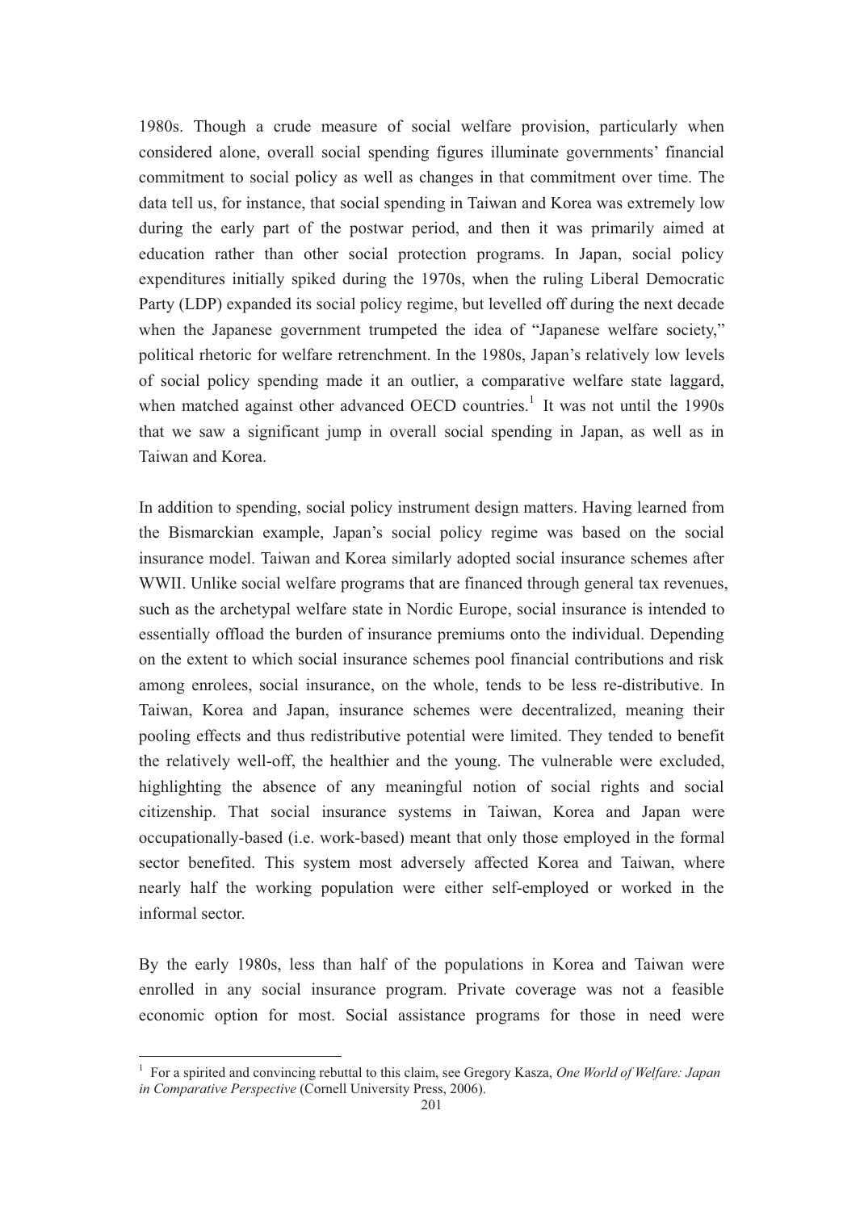1980s. Though a crude measure of social welfare provision, particularly when considered alone, overall social spending figures illuminate governments' financial commitment to social policy as well as changes in that commitment over time. The data tell us, for instance, that social spending in Taiwan and Korea was extremely low during the early part of the postwar period, and then it was primarily aimed at education rather than other social protection programs. In Japan, social policy expenditures initially spiked during the 1970s, when the ruling Liberal Democratic Party (LDP) expanded its social policy regime, but levelled off during the next decade when the Japanese government trumpeted the idea of "Japanese welfare society," political rhetoric for welfare retrenchment. In the 1980s, Japan's relatively low levels of social policy spending made it an outlier, a comparative welfare state laggard, when matched against other advanced OECD countries.[1] It was not until the 1990s that we saw a significant jump in overall social spending in Japan, as well as in Taiwan and Korea.

In addition to spending, social policy instrument design matters. Having learned from the Bismarckian example, Japan's social policy regime was based on the social insurance model. Taiwan and Korea similarly adopted social insurance schemes after WWII. Unlike social welfare programs that are financed through general tax revenues, such as the archetypal welfare state in Nordic Europe, social insurance is intended to essentially offload the burden of insurance premiums onto the individual. Depending on the extent to which social insurance schemes pool financial contributions and risk among enrolees, social insurance, on the whole, tends to be less re-distributive. In Taiwan, Korea and Japan, insurance schemes were decentralized, meaning their pooling effects and thus redistributive potential were limited. They tended to benefit the relatively well-off, the healthier and the young. The vulnerable were excluded, highlighting the absence of any meaningful notion of social rights and social citizenship. That social insurance systems in Taiwan, Korea and Japan were occupationally-based (i.e. work-based) meant that only those employed in the formal sector benefited. This system most adversely affected Korea and Taiwan, where nearly half the working population were either self-employed or worked in the informal sector.

By the early 1980s, less than half of the populations in Korea and Taiwan were enrolled in any social insurance program. Private coverage was not a feasible economic option for most. Social assistance programs for those in need were

[1] For a spirited and convincing rebuttal to this claim, see Gregory Kasza, *One World of Welfare: Japan in Comparative Perspective* (Cornell University Press, 2006).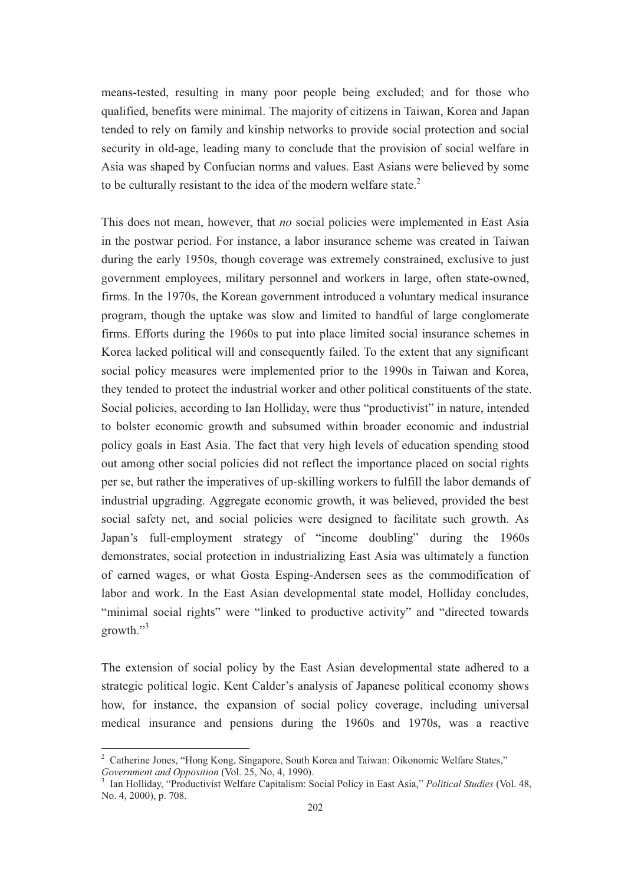means-tested, resulting in many poor people being excluded; and for those who qualified, benefits were minimal. The majority of citizens in Taiwan, Korea and Japan tended to rely on family and kinship networks to provide social protection and social security in old-age, leading many to conclude that the provision of social welfare in Asia was shaped by Confucian norms and values. East Asians were believed by some to be culturally resistant to the idea of the modern welfare state.[2]

This does not mean, however, that *no* social policies were implemented in East Asia in the postwar period. For instance, a labor insurance scheme was created in Taiwan during the early 1950s, though coverage was extremely constrained, exclusive to just government employees, military personnel and workers in large, often state-owned, firms. In the 1970s, the Korean government introduced a voluntary medical insurance program, though the uptake was slow and limited to handful of large conglomerate firms. Efforts during the 1960s to put into place limited social insurance schemes in Korea lacked political will and consequently failed. To the extent that any significant social policy measures were implemented prior to the 1990s in Taiwan and Korea, they tended to protect the industrial worker and other political constituents of the state. Social policies, according to Ian Holliday, were thus "productivist" in nature, intended to bolster economic growth and subsumed within broader economic and industrial policy goals in East Asia. The fact that very high levels of education spending stood out among other social policies did not reflect the importance placed on social rights per se, but rather the imperatives of up-skilling workers to fulfill the labor demands of industrial upgrading. Aggregate economic growth, it was believed, provided the best social safety net, and social policies were designed to facilitate such growth. As Japan's full-employment strategy of "income doubling" during the 1960s demonstrates, social protection in industrializing East Asia was ultimately a function of earned wages, or what Gosta Esping-Andersen sees as the commodification of labor and work. In the East Asian developmental state model, Holliday concludes, "minimal social rights" were "linked to productive activity" and "directed towards growth."[3]

The extension of social policy by the East Asian developmental state adhered to a strategic political logic. Kent Calder's analysis of Japanese political economy shows how, for instance, the expansion of social policy coverage, including universal medical insurance and pensions during the 1960s and 1970s, was a reactive

---

[2] Catherine Jones, "Hong Kong, Singapore, South Korea and Taiwan: Oikonomic Welfare States," *Government and Opposition* (Vol. 25, No, 4, 1990).

[3] Ian Holliday, "Productivist Welfare Capitalism: Social Policy in East Asia," *Political Studies* (Vol. 48, No. 4, 2000), p. 708.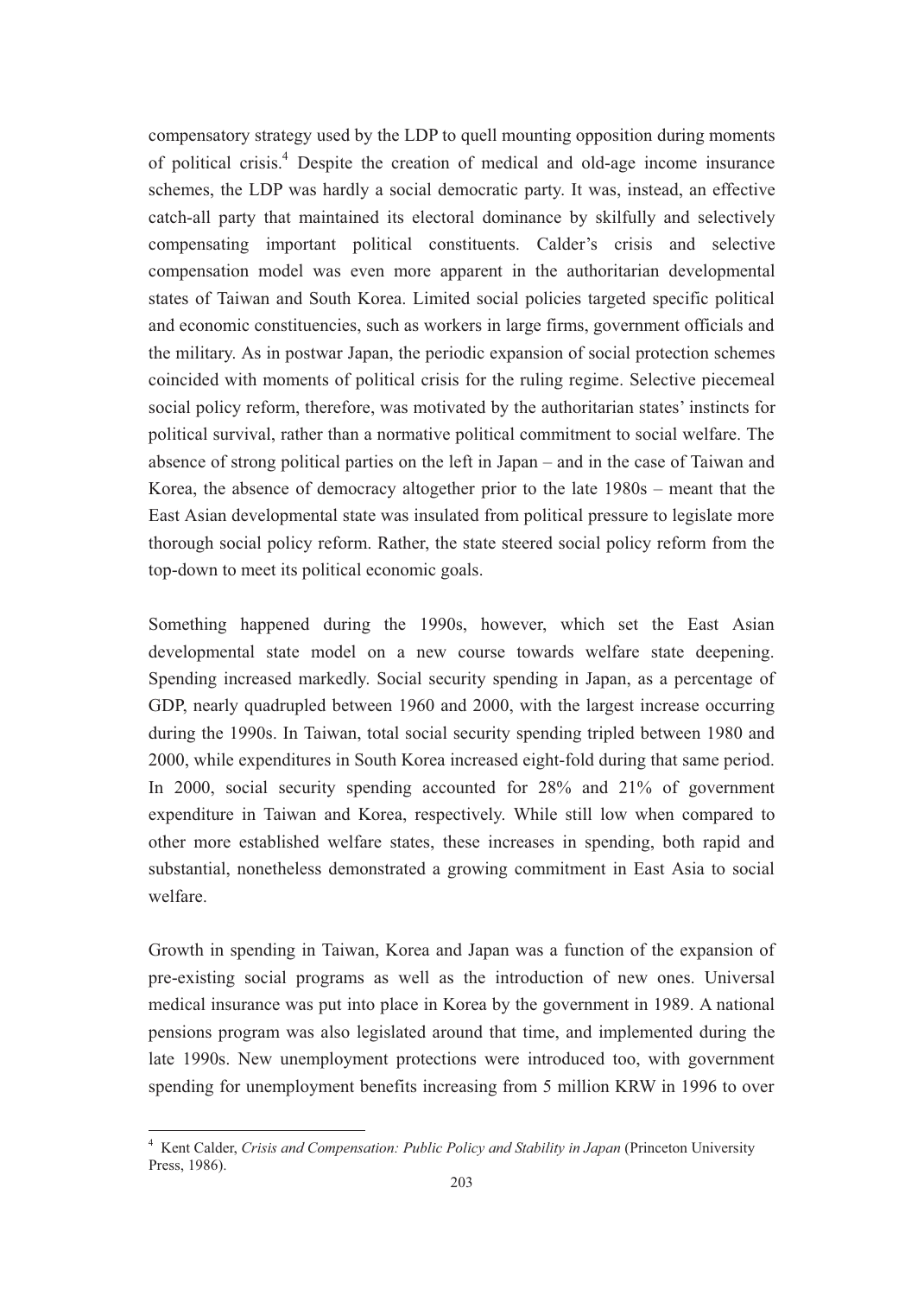compensatory strategy used by the LDP to quell mounting opposition during moments of political crisis.[4] Despite the creation of medical and old-age income insurance schemes, the LDP was hardly a social democratic party. It was, instead, an effective catch-all party that maintained its electoral dominance by skilfully and selectively compensating important political constituents. Calder's crisis and selective compensation model was even more apparent in the authoritarian developmental states of Taiwan and South Korea. Limited social policies targeted specific political and economic constituencies, such as workers in large firms, government officials and the military. As in postwar Japan, the periodic expansion of social protection schemes coincided with moments of political crisis for the ruling regime. Selective piecemeal social policy reform, therefore, was motivated by the authoritarian states' instincts for political survival, rather than a normative political commitment to social welfare. The absence of strong political parties on the left in Japan – and in the case of Taiwan and Korea, the absence of democracy altogether prior to the late 1980s – meant that the East Asian developmental state was insulated from political pressure to legislate more thorough social policy reform. Rather, the state steered social policy reform from the top-down to meet its political economic goals.

Something happened during the 1990s, however, which set the East Asian developmental state model on a new course towards welfare state deepening. Spending increased markedly. Social security spending in Japan, as a percentage of GDP, nearly quadrupled between 1960 and 2000, with the largest increase occurring during the 1990s. In Taiwan, total social security spending tripled between 1980 and 2000, while expenditures in South Korea increased eight-fold during that same period. In 2000, social security spending accounted for 28% and 21% of government expenditure in Taiwan and Korea, respectively. While still low when compared to other more established welfare states, these increases in spending, both rapid and substantial, nonetheless demonstrated a growing commitment in East Asia to social welfare.

Growth in spending in Taiwan, Korea and Japan was a function of the expansion of pre-existing social programs as well as the introduction of new ones. Universal medical insurance was put into place in Korea by the government in 1989. A national pensions program was also legislated around that time, and implemented during the late 1990s. New unemployment protections were introduced too, with government spending for unemployment benefits increasing from 5 million KRW in 1996 to over

[4] Kent Calder, *Crisis and Compensation: Public Policy and Stability in Japan* (Princeton University Press, 1986).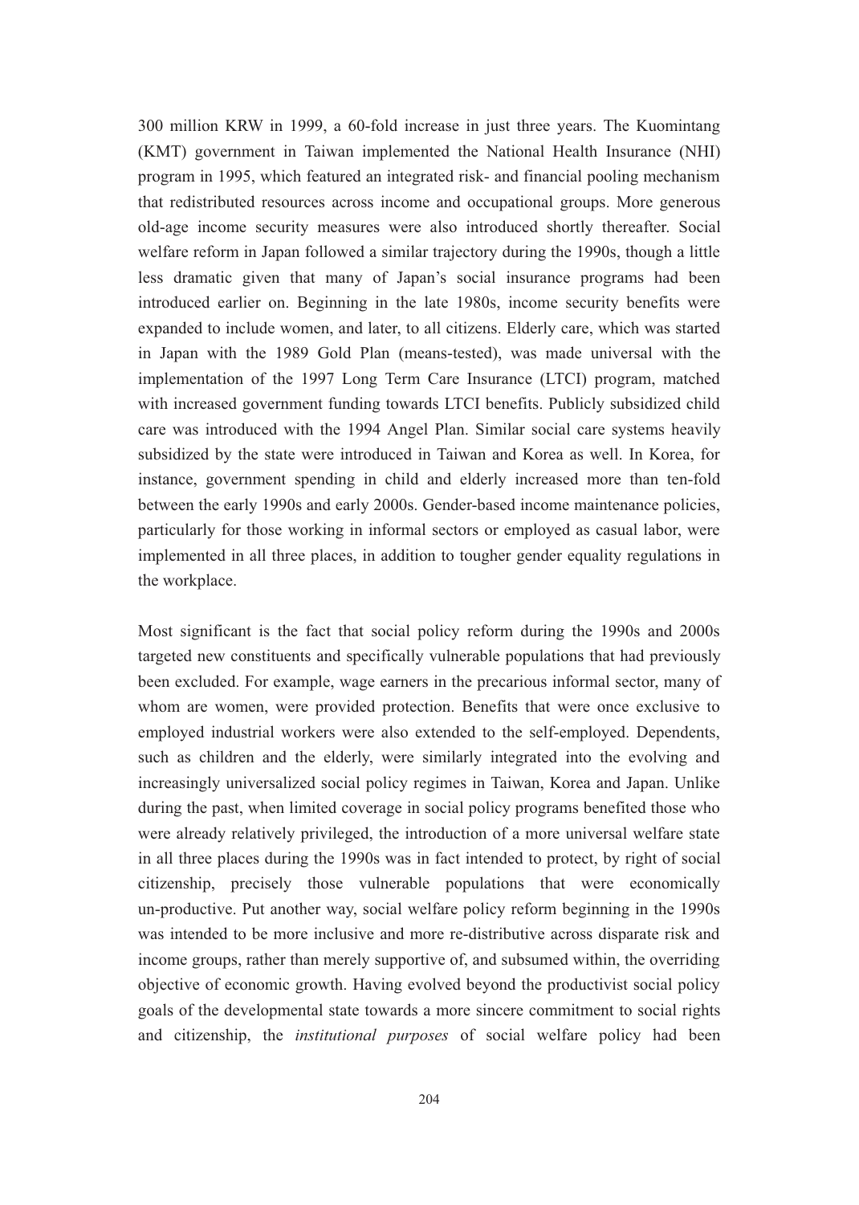300 million KRW in 1999, a 60-fold increase in just three years. The Kuomintang (KMT) government in Taiwan implemented the National Health Insurance (NHI) program in 1995, which featured an integrated risk- and financial pooling mechanism that redistributed resources across income and occupational groups. More generous old-age income security measures were also introduced shortly thereafter. Social welfare reform in Japan followed a similar trajectory during the 1990s, though a little less dramatic given that many of Japan's social insurance programs had been introduced earlier on. Beginning in the late 1980s, income security benefits were expanded to include women, and later, to all citizens. Elderly care, which was started in Japan with the 1989 Gold Plan (means-tested), was made universal with the implementation of the 1997 Long Term Care Insurance (LTCI) program, matched with increased government funding towards LTCI benefits. Publicly subsidized child care was introduced with the 1994 Angel Plan. Similar social care systems heavily subsidized by the state were introduced in Taiwan and Korea as well. In Korea, for instance, government spending in child and elderly increased more than ten-fold between the early 1990s and early 2000s. Gender-based income maintenance policies, particularly for those working in informal sectors or employed as casual labor, were implemented in all three places, in addition to tougher gender equality regulations in the workplace.

Most significant is the fact that social policy reform during the 1990s and 2000s targeted new constituents and specifically vulnerable populations that had previously been excluded. For example, wage earners in the precarious informal sector, many of whom are women, were provided protection. Benefits that were once exclusive to employed industrial workers were also extended to the self-employed. Dependents, such as children and the elderly, were similarly integrated into the evolving and increasingly universalized social policy regimes in Taiwan, Korea and Japan. Unlike during the past, when limited coverage in social policy programs benefited those who were already relatively privileged, the introduction of a more universal welfare state in all three places during the 1990s was in fact intended to protect, by right of social citizenship, precisely those vulnerable populations that were economically un-productive. Put another way, social welfare policy reform beginning in the 1990s was intended to be more inclusive and more re-distributive across disparate risk and income groups, rather than merely supportive of, and subsumed within, the overriding objective of economic growth. Having evolved beyond the productivist social policy goals of the developmental state towards a more sincere commitment to social rights and citizenship, the *institutional purposes* of social welfare policy had been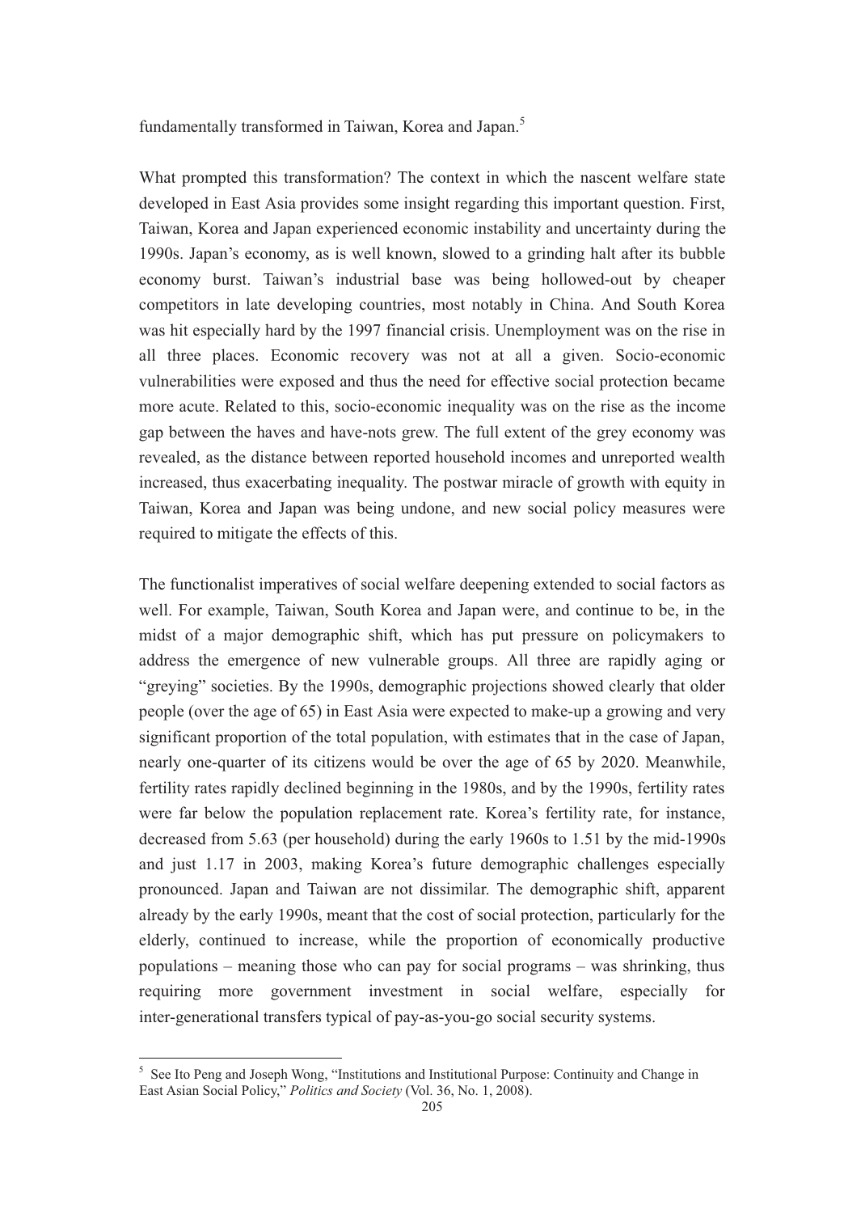fundamentally transformed in Taiwan, Korea and Japan.[5]

What prompted this transformation? The context in which the nascent welfare state developed in East Asia provides some insight regarding this important question. First, Taiwan, Korea and Japan experienced economic instability and uncertainty during the 1990s. Japan's economy, as is well known, slowed to a grinding halt after its bubble economy burst. Taiwan's industrial base was being hollowed-out by cheaper competitors in late developing countries, most notably in China. And South Korea was hit especially hard by the 1997 financial crisis. Unemployment was on the rise in all three places. Economic recovery was not at all a given. Socio-economic vulnerabilities were exposed and thus the need for effective social protection became more acute. Related to this, socio-economic inequality was on the rise as the income gap between the haves and have-nots grew. The full extent of the grey economy was revealed, as the distance between reported household incomes and unreported wealth increased, thus exacerbating inequality. The postwar miracle of growth with equity in Taiwan, Korea and Japan was being undone, and new social policy measures were required to mitigate the effects of this.

The functionalist imperatives of social welfare deepening extended to social factors as well. For example, Taiwan, South Korea and Japan were, and continue to be, in the midst of a major demographic shift, which has put pressure on policymakers to address the emergence of new vulnerable groups. All three are rapidly aging or "greying" societies. By the 1990s, demographic projections showed clearly that older people (over the age of 65) in East Asia were expected to make-up a growing and very significant proportion of the total population, with estimates that in the case of Japan, nearly one-quarter of its citizens would be over the age of 65 by 2020. Meanwhile, fertility rates rapidly declined beginning in the 1980s, and by the 1990s, fertility rates were far below the population replacement rate. Korea's fertility rate, for instance, decreased from 5.63 (per household) during the early 1960s to 1.51 by the mid-1990s and just 1.17 in 2003, making Korea's future demographic challenges especially pronounced. Japan and Taiwan are not dissimilar. The demographic shift, apparent already by the early 1990s, meant that the cost of social protection, particularly for the elderly, continued to increase, while the proportion of economically productive populations – meaning those who can pay for social programs – was shrinking, thus requiring more government investment in social welfare, especially for inter-generational transfers typical of pay-as-you-go social security systems.

[5] See Ito Peng and Joseph Wong, "Institutions and Institutional Purpose: Continuity and Change in East Asian Social Policy," *Politics and Society* (Vol. 36, No. 1, 2008).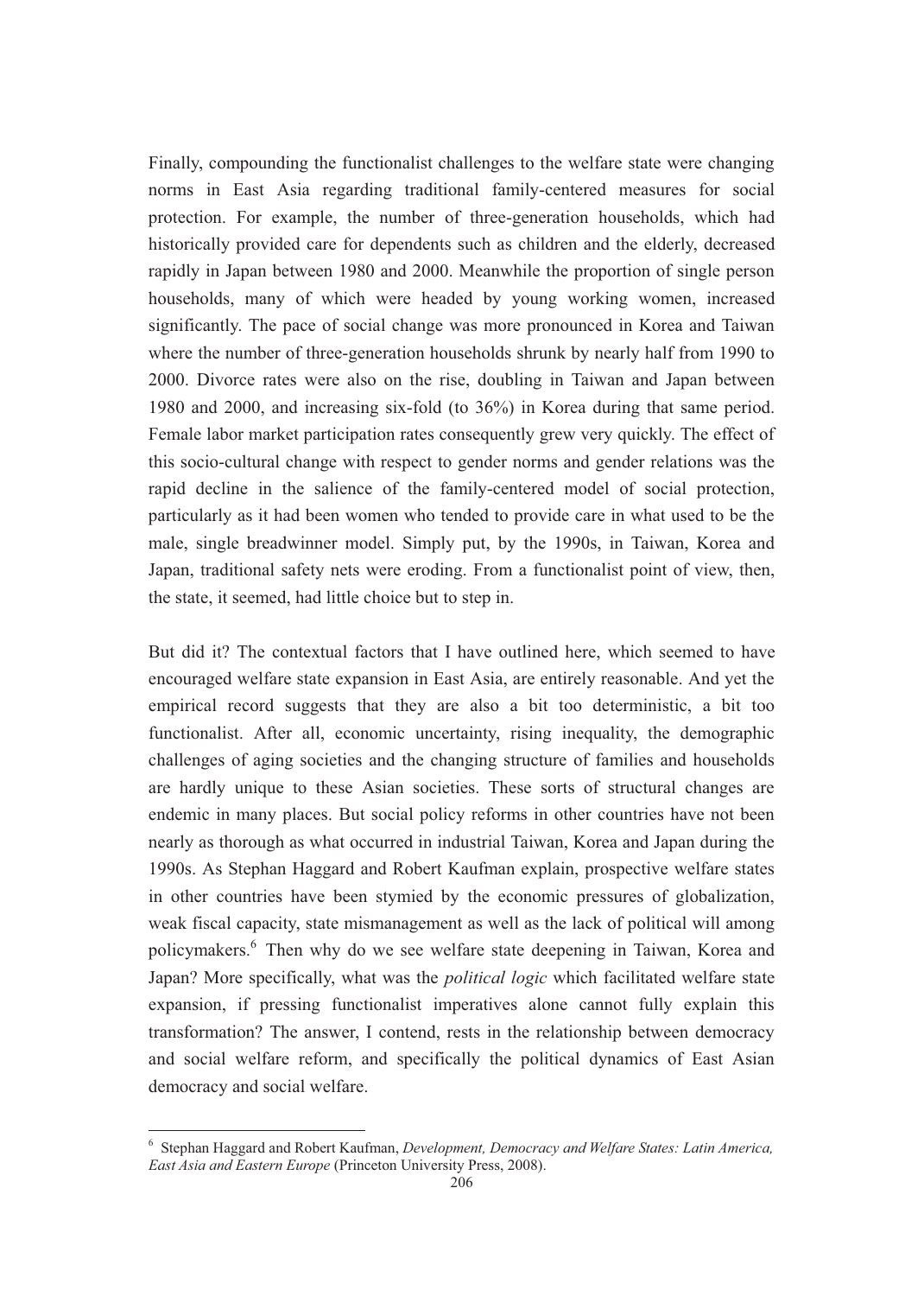Finally, compounding the functionalist challenges to the welfare state were changing norms in East Asia regarding traditional family-centered measures for social protection. For example, the number of three-generation households, which had historically provided care for dependents such as children and the elderly, decreased rapidly in Japan between 1980 and 2000. Meanwhile the proportion of single person households, many of which were headed by young working women, increased significantly. The pace of social change was more pronounced in Korea and Taiwan where the number of three-generation households shrunk by nearly half from 1990 to 2000. Divorce rates were also on the rise, doubling in Taiwan and Japan between 1980 and 2000, and increasing six-fold (to 36%) in Korea during that same period. Female labor market participation rates consequently grew very quickly. The effect of this socio-cultural change with respect to gender norms and gender relations was the rapid decline in the salience of the family-centered model of social protection, particularly as it had been women who tended to provide care in what used to be the male, single breadwinner model. Simply put, by the 1990s, in Taiwan, Korea and Japan, traditional safety nets were eroding. From a functionalist point of view, then, the state, it seemed, had little choice but to step in.

But did it? The contextual factors that I have outlined here, which seemed to have encouraged welfare state expansion in East Asia, are entirely reasonable. And yet the empirical record suggests that they are also a bit too deterministic, a bit too functionalist. After all, economic uncertainty, rising inequality, the demographic challenges of aging societies and the changing structure of families and households are hardly unique to these Asian societies. These sorts of structural changes are endemic in many places. But social policy reforms in other countries have not been nearly as thorough as what occurred in industrial Taiwan, Korea and Japan during the 1990s. As Stephan Haggard and Robert Kaufman explain, prospective welfare states in other countries have been stymied by the economic pressures of globalization, weak fiscal capacity, state mismanagement as well as the lack of political will among policymakers.[6] Then why do we see welfare state deepening in Taiwan, Korea and Japan? More specifically, what was the *political logic* which facilitated welfare state expansion, if pressing functionalist imperatives alone cannot fully explain this transformation? The answer, I contend, rests in the relationship between democracy and social welfare reform, and specifically the political dynamics of East Asian democracy and social welfare.

---

[6] Stephan Haggard and Robert Kaufman, *Development, Democracy and Welfare States: Latin America, East Asia and Eastern Europe* (Princeton University Press, 2008).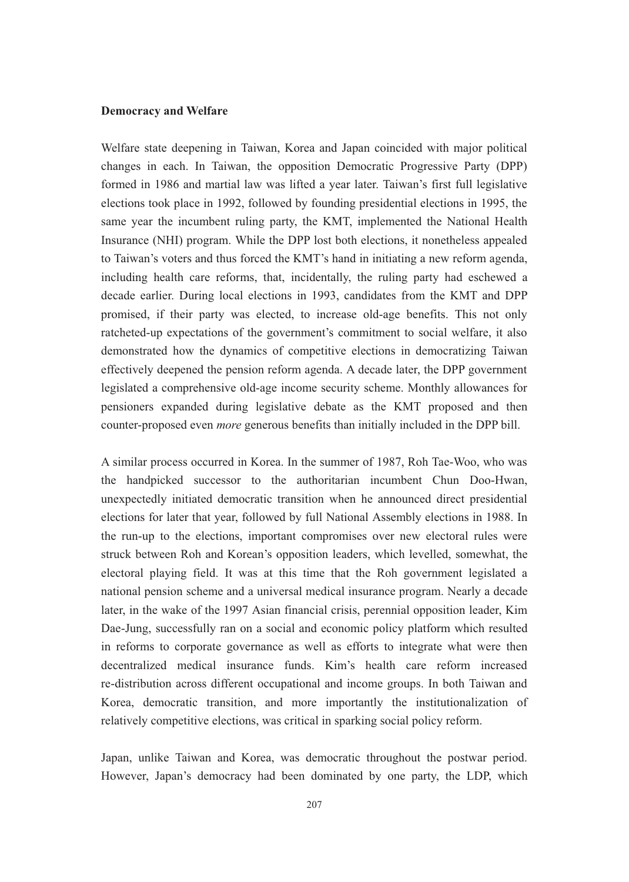**Democracy and Welfare**

Welfare state deepening in Taiwan, Korea and Japan coincided with major political changes in each. In Taiwan, the opposition Democratic Progressive Party (DPP) formed in 1986 and martial law was lifted a year later. Taiwan's first full legislative elections took place in 1992, followed by founding presidential elections in 1995, the same year the incumbent ruling party, the KMT, implemented the National Health Insurance (NHI) program. While the DPP lost both elections, it nonetheless appealed to Taiwan's voters and thus forced the KMT's hand in initiating a new reform agenda, including health care reforms, that, incidentally, the ruling party had eschewed a decade earlier. During local elections in 1993, candidates from the KMT and DPP promised, if their party was elected, to increase old-age benefits. This not only ratcheted-up expectations of the government's commitment to social welfare, it also demonstrated how the dynamics of competitive elections in democratizing Taiwan effectively deepened the pension reform agenda. A decade later, the DPP government legislated a comprehensive old-age income security scheme. Monthly allowances for pensioners expanded during legislative debate as the KMT proposed and then counter-proposed even *more* generous benefits than initially included in the DPP bill.

A similar process occurred in Korea. In the summer of 1987, Roh Tae-Woo, who was the handpicked successor to the authoritarian incumbent Chun Doo-Hwan, unexpectedly initiated democratic transition when he announced direct presidential elections for later that year, followed by full National Assembly elections in 1988. In the run-up to the elections, important compromises over new electoral rules were struck between Roh and Korean's opposition leaders, which levelled, somewhat, the electoral playing field. It was at this time that the Roh government legislated a national pension scheme and a universal medical insurance program. Nearly a decade later, in the wake of the 1997 Asian financial crisis, perennial opposition leader, Kim Dae-Jung, successfully ran on a social and economic policy platform which resulted in reforms to corporate governance as well as efforts to integrate what were then decentralized medical insurance funds. Kim's health care reform increased re-distribution across different occupational and income groups. In both Taiwan and Korea, democratic transition, and more importantly the institutionalization of relatively competitive elections, was critical in sparking social policy reform.

Japan, unlike Taiwan and Korea, was democratic throughout the postwar period. However, Japan's democracy had been dominated by one party, the LDP, which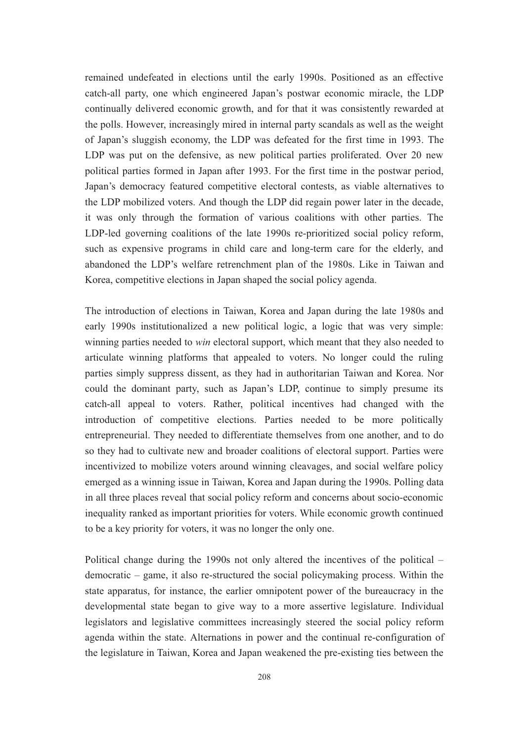remained undefeated in elections until the early 1990s. Positioned as an effective catch-all party, one which engineered Japan's postwar economic miracle, the LDP continually delivered economic growth, and for that it was consistently rewarded at the polls. However, increasingly mired in internal party scandals as well as the weight of Japan's sluggish economy, the LDP was defeated for the first time in 1993. The LDP was put on the defensive, as new political parties proliferated. Over 20 new political parties formed in Japan after 1993. For the first time in the postwar period, Japan's democracy featured competitive electoral contests, as viable alternatives to the LDP mobilized voters. And though the LDP did regain power later in the decade, it was only through the formation of various coalitions with other parties. The LDP-led governing coalitions of the late 1990s re-prioritized social policy reform, such as expensive programs in child care and long-term care for the elderly, and abandoned the LDP's welfare retrenchment plan of the 1980s. Like in Taiwan and Korea, competitive elections in Japan shaped the social policy agenda.

The introduction of elections in Taiwan, Korea and Japan during the late 1980s and early 1990s institutionalized a new political logic, a logic that was very simple: winning parties needed to *win* electoral support, which meant that they also needed to articulate winning platforms that appealed to voters. No longer could the ruling parties simply suppress dissent, as they had in authoritarian Taiwan and Korea. Nor could the dominant party, such as Japan's LDP, continue to simply presume its catch-all appeal to voters. Rather, political incentives had changed with the introduction of competitive elections. Parties needed to be more politically entrepreneurial. They needed to differentiate themselves from one another, and to do so they had to cultivate new and broader coalitions of electoral support. Parties were incentivized to mobilize voters around winning cleavages, and social welfare policy emerged as a winning issue in Taiwan, Korea and Japan during the 1990s. Polling data in all three places reveal that social policy reform and concerns about socio-economic inequality ranked as important priorities for voters. While economic growth continued to be a key priority for voters, it was no longer the only one.

Political change during the 1990s not only altered the incentives of the political – democratic – game, it also re-structured the social policymaking process. Within the state apparatus, for instance, the earlier omnipotent power of the bureaucracy in the developmental state began to give way to a more assertive legislature. Individual legislators and legislative committees increasingly steered the social policy reform agenda within the state. Alternations in power and the continual re-configuration of the legislature in Taiwan, Korea and Japan weakened the pre-existing ties between the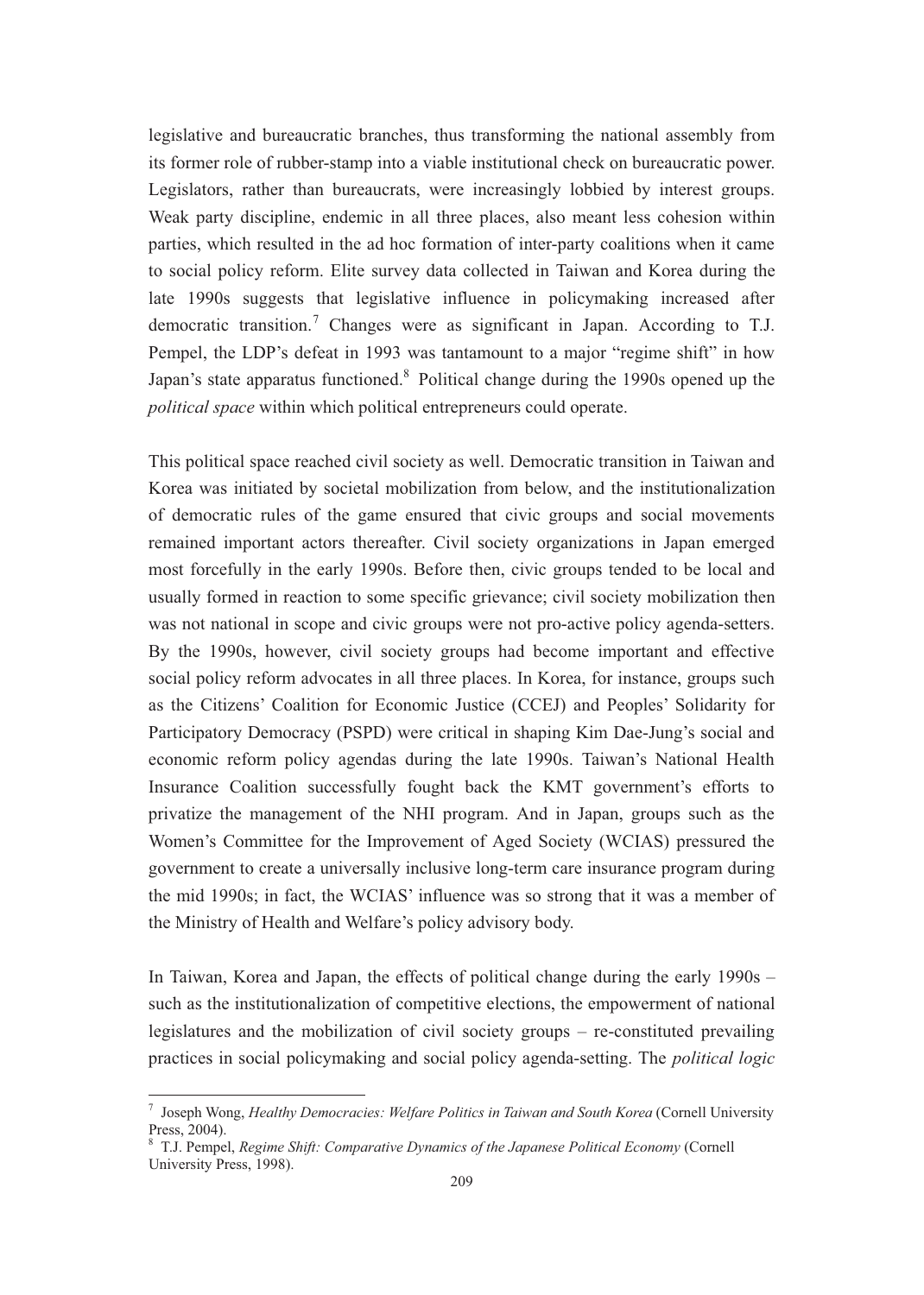legislative and bureaucratic branches, thus transforming the national assembly from its former role of rubber-stamp into a viable institutional check on bureaucratic power. Legislators, rather than bureaucrats, were increasingly lobbied by interest groups. Weak party discipline, endemic in all three places, also meant less cohesion within parties, which resulted in the ad hoc formation of inter-party coalitions when it came to social policy reform. Elite survey data collected in Taiwan and Korea during the late 1990s suggests that legislative influence in policymaking increased after democratic transition.[7] Changes were as significant in Japan. According to T.J. Pempel, the LDP's defeat in 1993 was tantamount to a major "regime shift" in how Japan's state apparatus functioned.[8] Political change during the 1990s opened up the *political space* within which political entrepreneurs could operate.

This political space reached civil society as well. Democratic transition in Taiwan and Korea was initiated by societal mobilization from below, and the institutionalization of democratic rules of the game ensured that civic groups and social movements remained important actors thereafter. Civil society organizations in Japan emerged most forcefully in the early 1990s. Before then, civic groups tended to be local and usually formed in reaction to some specific grievance; civil society mobilization then was not national in scope and civic groups were not pro-active policy agenda-setters. By the 1990s, however, civil society groups had become important and effective social policy reform advocates in all three places. In Korea, for instance, groups such as the Citizens' Coalition for Economic Justice (CCEJ) and Peoples' Solidarity for Participatory Democracy (PSPD) were critical in shaping Kim Dae-Jung's social and economic reform policy agendas during the late 1990s. Taiwan's National Health Insurance Coalition successfully fought back the KMT government's efforts to privatize the management of the NHI program. And in Japan, groups such as the Women's Committee for the Improvement of Aged Society (WCIAS) pressured the government to create a universally inclusive long-term care insurance program during the mid 1990s; in fact, the WCIAS' influence was so strong that it was a member of the Ministry of Health and Welfare's policy advisory body.

In Taiwan, Korea and Japan, the effects of political change during the early 1990s – such as the institutionalization of competitive elections, the empowerment of national legislatures and the mobilization of civil society groups – re-constituted prevailing practices in social policymaking and social policy agenda-setting. The *political logic*

---

[7] Joseph Wong, *Healthy Democracies: Welfare Politics in Taiwan and South Korea* (Cornell University Press, 2004).

[8] T.J. Pempel, *Regime Shift: Comparative Dynamics of the Japanese Political Economy* (Cornell University Press, 1998).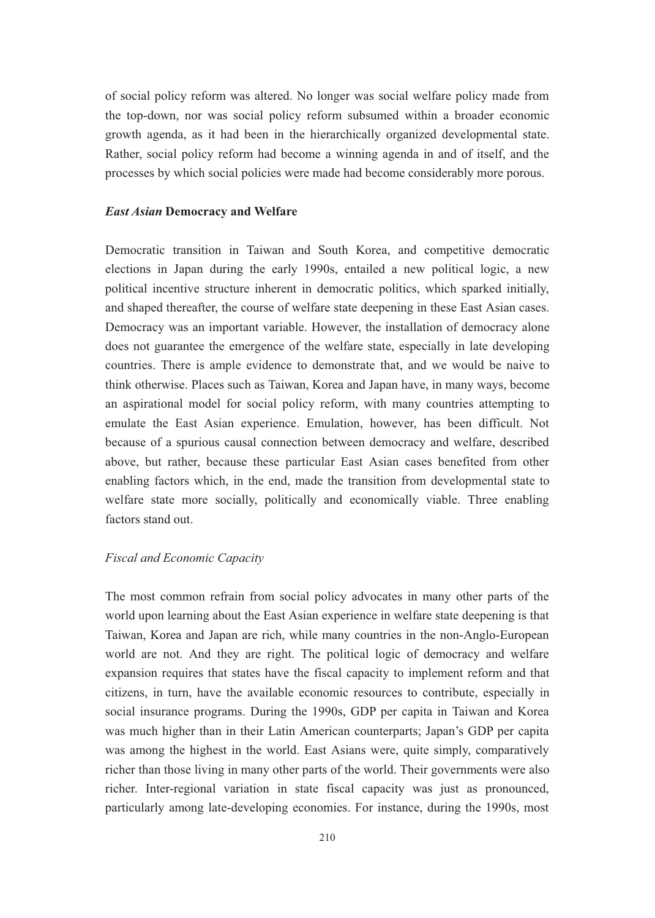of social policy reform was altered. No longer was social welfare policy made from the top-down, nor was social policy reform subsumed within a broader economic growth agenda, as it had been in the hierarchically organized developmental state. Rather, social policy reform had become a winning agenda in and of itself, and the processes by which social policies were made had become considerably more porous.

### ***East Asian* Democracy and Welfare**

Democratic transition in Taiwan and South Korea, and competitive democratic elections in Japan during the early 1990s, entailed a new political logic, a new political incentive structure inherent in democratic politics, which sparked initially, and shaped thereafter, the course of welfare state deepening in these East Asian cases. Democracy was an important variable. However, the installation of democracy alone does not guarantee the emergence of the welfare state, especially in late developing countries. There is ample evidence to demonstrate that, and we would be naive to think otherwise. Places such as Taiwan, Korea and Japan have, in many ways, become an aspirational model for social policy reform, with many countries attempting to emulate the East Asian experience. Emulation, however, has been difficult. Not because of a spurious causal connection between democracy and welfare, described above, but rather, because these particular East Asian cases benefited from other enabling factors which, in the end, made the transition from developmental state to welfare state more socially, politically and economically viable. Three enabling factors stand out.

#### *Fiscal and Economic Capacity*

The most common refrain from social policy advocates in many other parts of the world upon learning about the East Asian experience in welfare state deepening is that Taiwan, Korea and Japan are rich, while many countries in the non-Anglo-European world are not. And they are right. The political logic of democracy and welfare expansion requires that states have the fiscal capacity to implement reform and that citizens, in turn, have the available economic resources to contribute, especially in social insurance programs. During the 1990s, GDP per capita in Taiwan and Korea was much higher than in their Latin American counterparts; Japan's GDP per capita was among the highest in the world. East Asians were, quite simply, comparatively richer than those living in many other parts of the world. Their governments were also richer. Inter-regional variation in state fiscal capacity was just as pronounced, particularly among late-developing economies. For instance, during the 1990s, most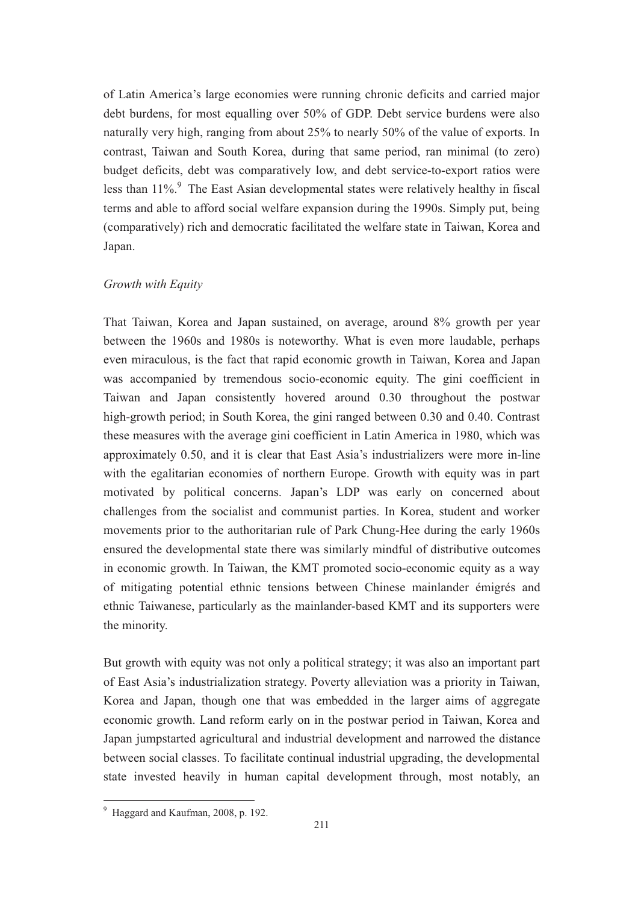of Latin America's large economies were running chronic deficits and carried major debt burdens, for most equalling over 50% of GDP. Debt service burdens were also naturally very high, ranging from about 25% to nearly 50% of the value of exports. In contrast, Taiwan and South Korea, during that same period, ran minimal (to zero) budget deficits, debt was comparatively low, and debt service-to-export ratios were less than 11%.[9] The East Asian developmental states were relatively healthy in fiscal terms and able to afford social welfare expansion during the 1990s. Simply put, being (comparatively) rich and democratic facilitated the welfare state in Taiwan, Korea and Japan.

*Growth with Equity*

That Taiwan, Korea and Japan sustained, on average, around 8% growth per year between the 1960s and 1980s is noteworthy. What is even more laudable, perhaps even miraculous, is the fact that rapid economic growth in Taiwan, Korea and Japan was accompanied by tremendous socio-economic equity. The gini coefficient in Taiwan and Japan consistently hovered around 0.30 throughout the postwar high-growth period; in South Korea, the gini ranged between 0.30 and 0.40. Contrast these measures with the average gini coefficient in Latin America in 1980, which was approximately 0.50, and it is clear that East Asia's industrializers were more in-line with the egalitarian economies of northern Europe. Growth with equity was in part motivated by political concerns. Japan's LDP was early on concerned about challenges from the socialist and communist parties. In Korea, student and worker movements prior to the authoritarian rule of Park Chung-Hee during the early 1960s ensured the developmental state there was similarly mindful of distributive outcomes in economic growth. In Taiwan, the KMT promoted socio-economic equity as a way of mitigating potential ethnic tensions between Chinese mainlander émigrés and ethnic Taiwanese, particularly as the mainlander-based KMT and its supporters were the minority.

But growth with equity was not only a political strategy; it was also an important part of East Asia's industrialization strategy. Poverty alleviation was a priority in Taiwan, Korea and Japan, though one that was embedded in the larger aims of aggregate economic growth. Land reform early on in the postwar period in Taiwan, Korea and Japan jumpstarted agricultural and industrial development and narrowed the distance between social classes. To facilitate continual industrial upgrading, the developmental state invested heavily in human capital development through, most notably, an

[9] Haggard and Kaufman, 2008, p. 192.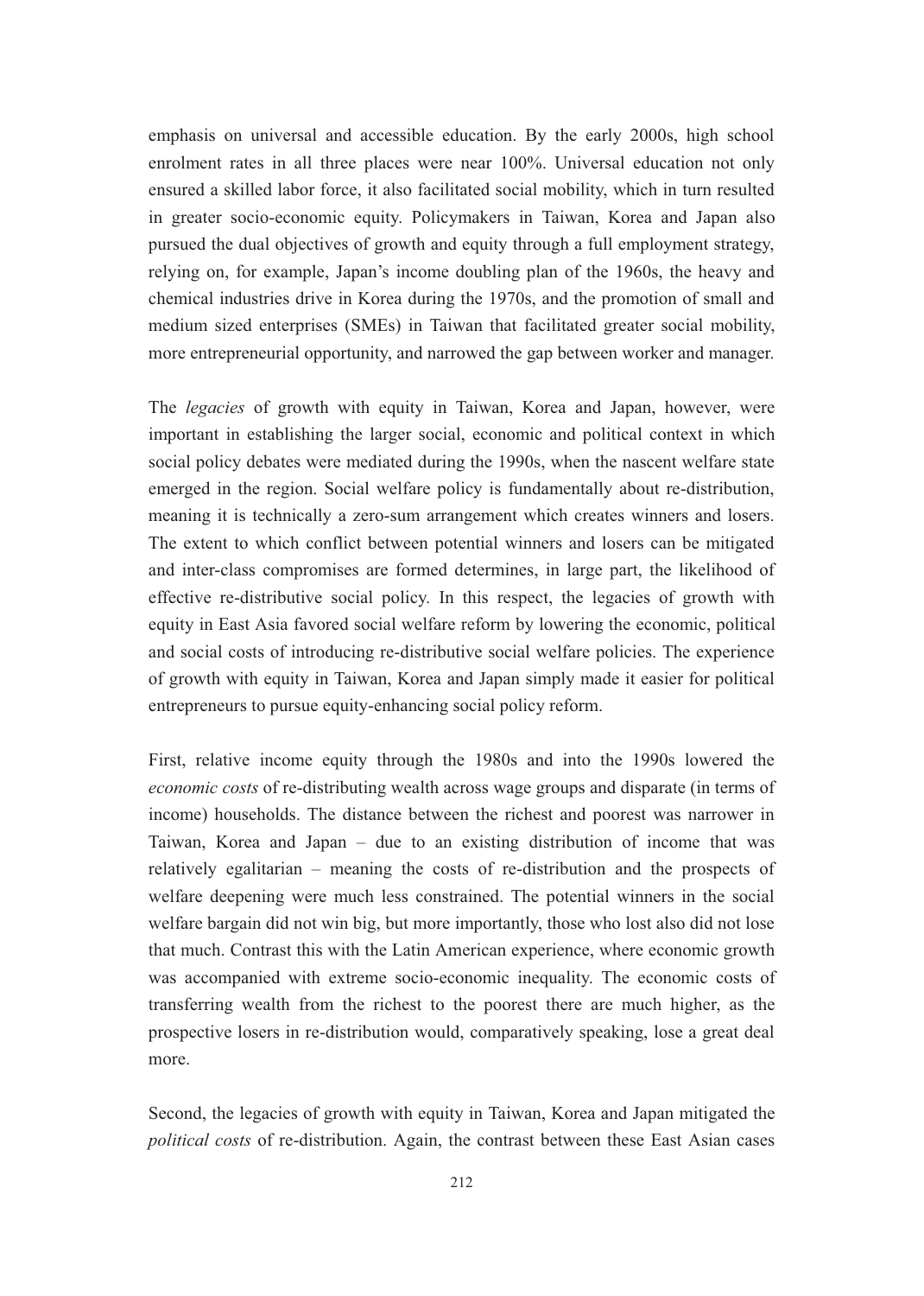emphasis on universal and accessible education. By the early 2000s, high school enrolment rates in all three places were near 100%. Universal education not only ensured a skilled labor force, it also facilitated social mobility, which in turn resulted in greater socio-economic equity. Policymakers in Taiwan, Korea and Japan also pursued the dual objectives of growth and equity through a full employment strategy, relying on, for example, Japan's income doubling plan of the 1960s, the heavy and chemical industries drive in Korea during the 1970s, and the promotion of small and medium sized enterprises (SMEs) in Taiwan that facilitated greater social mobility, more entrepreneurial opportunity, and narrowed the gap between worker and manager.

The *legacies* of growth with equity in Taiwan, Korea and Japan, however, were important in establishing the larger social, economic and political context in which social policy debates were mediated during the 1990s, when the nascent welfare state emerged in the region. Social welfare policy is fundamentally about re-distribution, meaning it is technically a zero-sum arrangement which creates winners and losers. The extent to which conflict between potential winners and losers can be mitigated and inter-class compromises are formed determines, in large part, the likelihood of effective re-distributive social policy. In this respect, the legacies of growth with equity in East Asia favored social welfare reform by lowering the economic, political and social costs of introducing re-distributive social welfare policies. The experience of growth with equity in Taiwan, Korea and Japan simply made it easier for political entrepreneurs to pursue equity-enhancing social policy reform.

First, relative income equity through the 1980s and into the 1990s lowered the *economic costs* of re-distributing wealth across wage groups and disparate (in terms of income) households. The distance between the richest and poorest was narrower in Taiwan, Korea and Japan – due to an existing distribution of income that was relatively egalitarian – meaning the costs of re-distribution and the prospects of welfare deepening were much less constrained. The potential winners in the social welfare bargain did not win big, but more importantly, those who lost also did not lose that much. Contrast this with the Latin American experience, where economic growth was accompanied with extreme socio-economic inequality. The economic costs of transferring wealth from the richest to the poorest there are much higher, as the prospective losers in re-distribution would, comparatively speaking, lose a great deal more.

Second, the legacies of growth with equity in Taiwan, Korea and Japan mitigated the *political costs* of re-distribution. Again, the contrast between these East Asian cases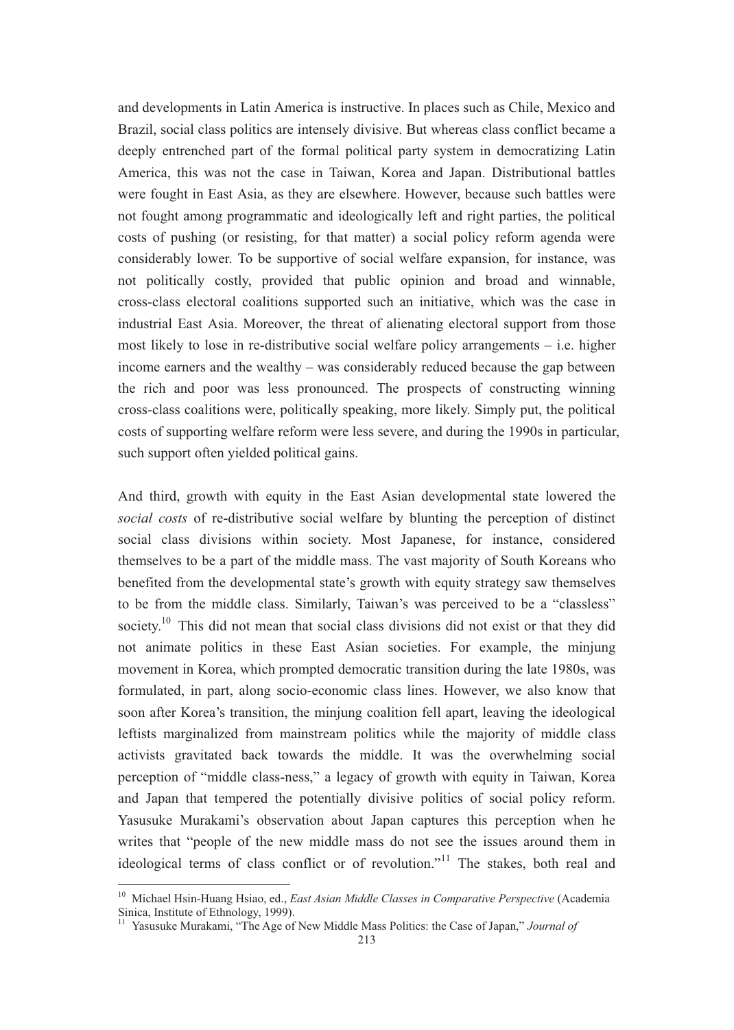and developments in Latin America is instructive. In places such as Chile, Mexico and Brazil, social class politics are intensely divisive. But whereas class conflict became a deeply entrenched part of the formal political party system in democratizing Latin America, this was not the case in Taiwan, Korea and Japan. Distributional battles were fought in East Asia, as they are elsewhere. However, because such battles were not fought among programmatic and ideologically left and right parties, the political costs of pushing (or resisting, for that matter) a social policy reform agenda were considerably lower. To be supportive of social welfare expansion, for instance, was not politically costly, provided that public opinion and broad and winnable, cross-class electoral coalitions supported such an initiative, which was the case in industrial East Asia. Moreover, the threat of alienating electoral support from those most likely to lose in re-distributive social welfare policy arrangements – i.e. higher income earners and the wealthy – was considerably reduced because the gap between the rich and poor was less pronounced. The prospects of constructing winning cross-class coalitions were, politically speaking, more likely. Simply put, the political costs of supporting welfare reform were less severe, and during the 1990s in particular, such support often yielded political gains.

And third, growth with equity in the East Asian developmental state lowered the *social costs* of re-distributive social welfare by blunting the perception of distinct social class divisions within society. Most Japanese, for instance, considered themselves to be a part of the middle mass. The vast majority of South Koreans who benefited from the developmental state's growth with equity strategy saw themselves to be from the middle class. Similarly, Taiwan's was perceived to be a "classless" society.[10] This did not mean that social class divisions did not exist or that they did not animate politics in these East Asian societies. For example, the minjung movement in Korea, which prompted democratic transition during the late 1980s, was formulated, in part, along socio-economic class lines. However, we also know that soon after Korea's transition, the minjung coalition fell apart, leaving the ideological leftists marginalized from mainstream politics while the majority of middle class activists gravitated back towards the middle. It was the overwhelming social perception of "middle class-ness," a legacy of growth with equity in Taiwan, Korea and Japan that tempered the potentially divisive politics of social policy reform. Yasusuke Murakami's observation about Japan captures this perception when he writes that "people of the new middle mass do not see the issues around them in ideological terms of class conflict or of revolution."[11] The stakes, both real and

---

[10] Michael Hsin-Huang Hsiao, ed., *East Asian Middle Classes in Comparative Perspective* (Academia Sinica, Institute of Ethnology, 1999).

[11] Yasusuke Murakami, "The Age of New Middle Mass Politics: the Case of Japan," *Journal of*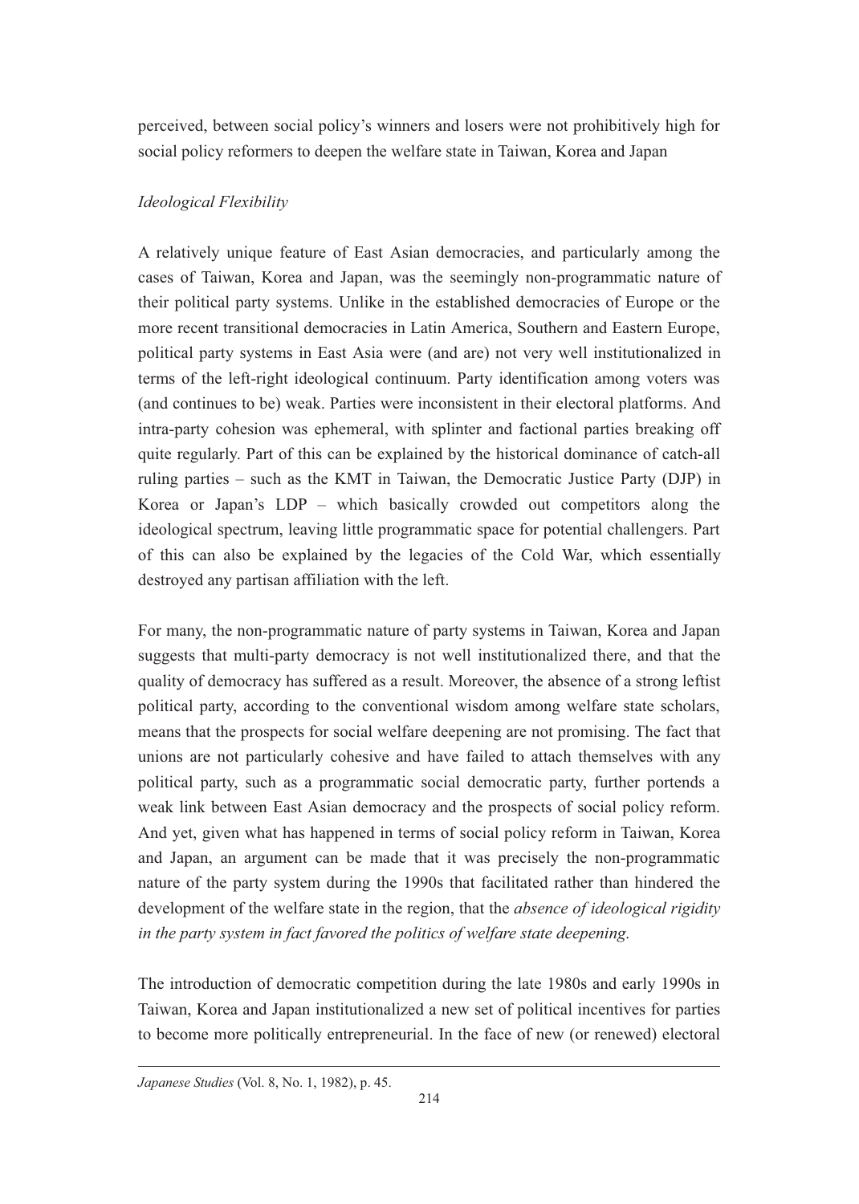perceived, between social policy's winners and losers were not prohibitively high for social policy reformers to deepen the welfare state in Taiwan, Korea and Japan

*Ideological Flexibility*

A relatively unique feature of East Asian democracies, and particularly among the cases of Taiwan, Korea and Japan, was the seemingly non-programmatic nature of their political party systems. Unlike in the established democracies of Europe or the more recent transitional democracies in Latin America, Southern and Eastern Europe, political party systems in East Asia were (and are) not very well institutionalized in terms of the left-right ideological continuum. Party identification among voters was (and continues to be) weak. Parties were inconsistent in their electoral platforms. And intra-party cohesion was ephemeral, with splinter and factional parties breaking off quite regularly. Part of this can be explained by the historical dominance of catch-all ruling parties – such as the KMT in Taiwan, the Democratic Justice Party (DJP) in Korea or Japan's LDP – which basically crowded out competitors along the ideological spectrum, leaving little programmatic space for potential challengers. Part of this can also be explained by the legacies of the Cold War, which essentially destroyed any partisan affiliation with the left.

For many, the non-programmatic nature of party systems in Taiwan, Korea and Japan suggests that multi-party democracy is not well institutionalized there, and that the quality of democracy has suffered as a result. Moreover, the absence of a strong leftist political party, according to the conventional wisdom among welfare state scholars, means that the prospects for social welfare deepening are not promising. The fact that unions are not particularly cohesive and have failed to attach themselves with any political party, such as a programmatic social democratic party, further portends a weak link between East Asian democracy and the prospects of social policy reform. And yet, given what has happened in terms of social policy reform in Taiwan, Korea and Japan, an argument can be made that it was precisely the non-programmatic nature of the party system during the 1990s that facilitated rather than hindered the development of the welfare state in the region, that the *absence of ideological rigidity in the party system in fact favored the politics of welfare state deepening*.

The introduction of democratic competition during the late 1980s and early 1990s in Taiwan, Korea and Japan institutionalized a new set of political incentives for parties to become more politically entrepreneurial. In the face of new (or renewed) electoral

*Japanese Studies* (Vol. 8, No. 1, 1982), p. 45.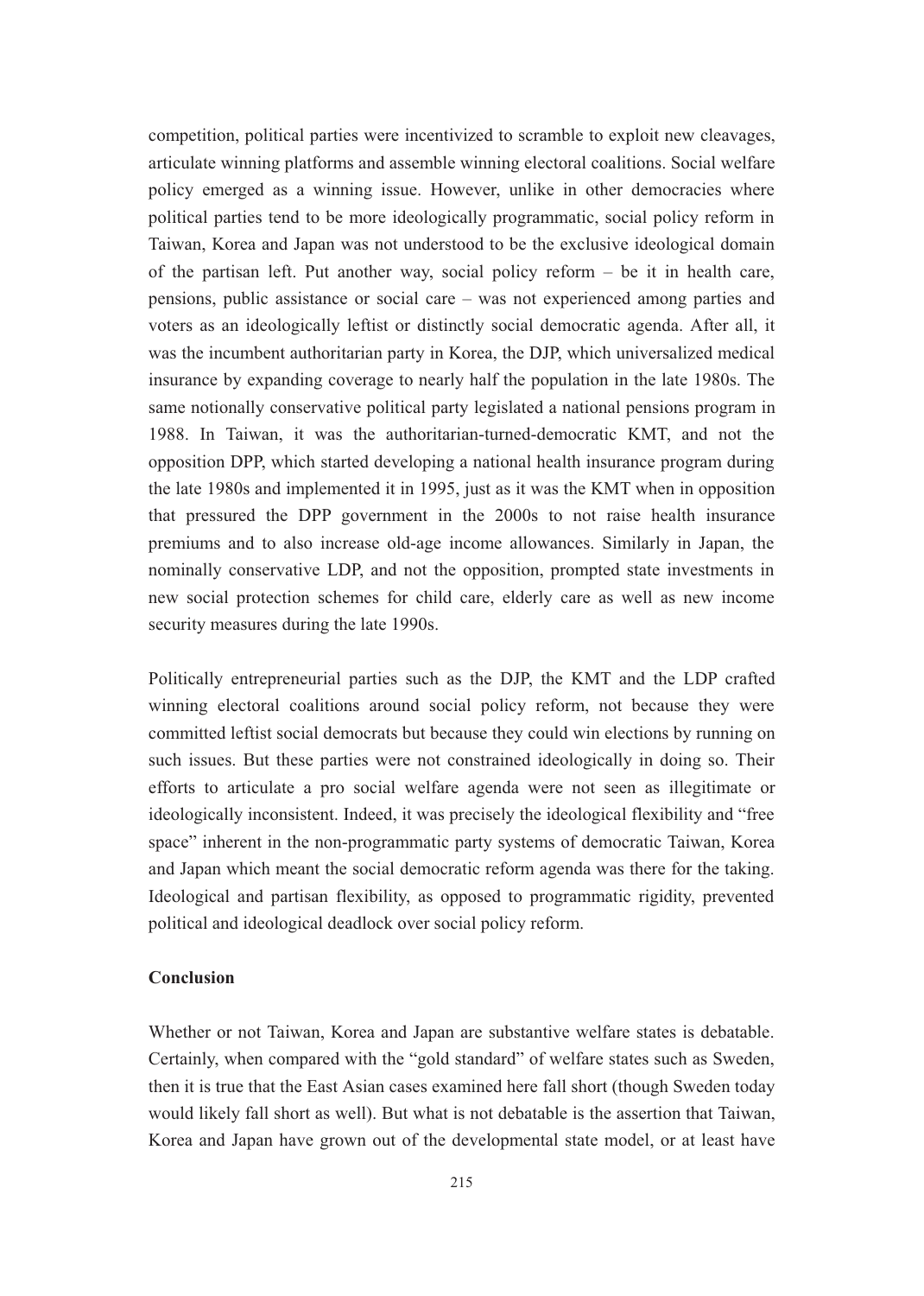competition, political parties were incentivized to scramble to exploit new cleavages, articulate winning platforms and assemble winning electoral coalitions. Social welfare policy emerged as a winning issue. However, unlike in other democracies where political parties tend to be more ideologically programmatic, social policy reform in Taiwan, Korea and Japan was not understood to be the exclusive ideological domain of the partisan left. Put another way, social policy reform – be it in health care, pensions, public assistance or social care – was not experienced among parties and voters as an ideologically leftist or distinctly social democratic agenda. After all, it was the incumbent authoritarian party in Korea, the DJP, which universalized medical insurance by expanding coverage to nearly half the population in the late 1980s. The same notionally conservative political party legislated a national pensions program in 1988. In Taiwan, it was the authoritarian-turned-democratic KMT, and not the opposition DPP, which started developing a national health insurance program during the late 1980s and implemented it in 1995, just as it was the KMT when in opposition that pressured the DPP government in the 2000s to not raise health insurance premiums and to also increase old-age income allowances. Similarly in Japan, the nominally conservative LDP, and not the opposition, prompted state investments in new social protection schemes for child care, elderly care as well as new income security measures during the late 1990s.

Politically entrepreneurial parties such as the DJP, the KMT and the LDP crafted winning electoral coalitions around social policy reform, not because they were committed leftist social democrats but because they could win elections by running on such issues. But these parties were not constrained ideologically in doing so. Their efforts to articulate a pro social welfare agenda were not seen as illegitimate or ideologically inconsistent. Indeed, it was precisely the ideological flexibility and "free space" inherent in the non-programmatic party systems of democratic Taiwan, Korea and Japan which meant the social democratic reform agenda was there for the taking. Ideological and partisan flexibility, as opposed to programmatic rigidity, prevented political and ideological deadlock over social policy reform.

## Conclusion

Whether or not Taiwan, Korea and Japan are substantive welfare states is debatable. Certainly, when compared with the "gold standard" of welfare states such as Sweden, then it is true that the East Asian cases examined here fall short (though Sweden today would likely fall short as well). But what is not debatable is the assertion that Taiwan, Korea and Japan have grown out of the developmental state model, or at least have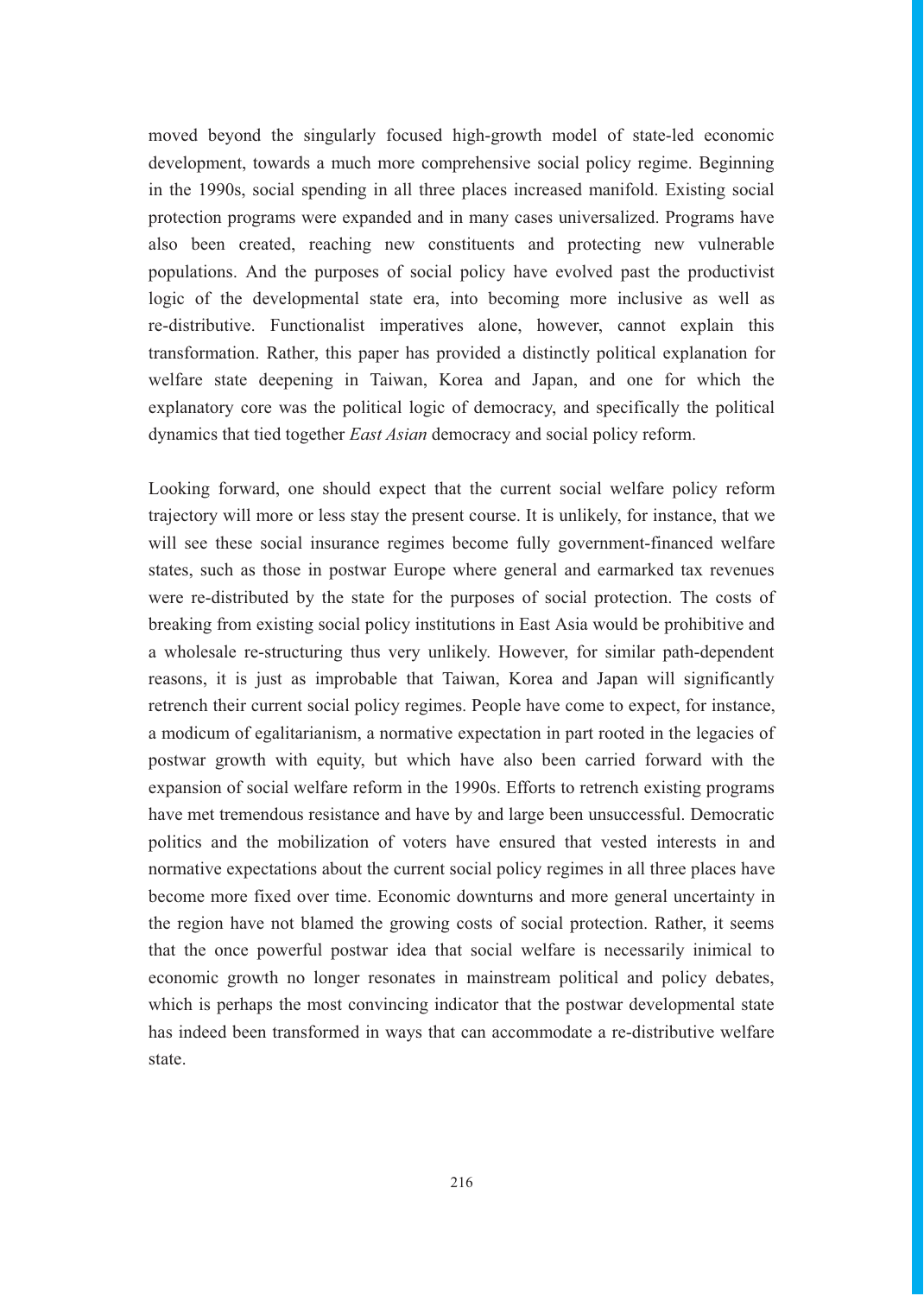moved beyond the singularly focused high-growth model of state-led economic development, towards a much more comprehensive social policy regime. Beginning in the 1990s, social spending in all three places increased manifold. Existing social protection programs were expanded and in many cases universalized. Programs have also been created, reaching new constituents and protecting new vulnerable populations. And the purposes of social policy have evolved past the productivist logic of the developmental state era, into becoming more inclusive as well as re-distributive. Functionalist imperatives alone, however, cannot explain this transformation. Rather, this paper has provided a distinctly political explanation for welfare state deepening in Taiwan, Korea and Japan, and one for which the explanatory core was the political logic of democracy, and specifically the political dynamics that tied together *East Asian* democracy and social policy reform.

Looking forward, one should expect that the current social welfare policy reform trajectory will more or less stay the present course. It is unlikely, for instance, that we will see these social insurance regimes become fully government-financed welfare states, such as those in postwar Europe where general and earmarked tax revenues were re-distributed by the state for the purposes of social protection. The costs of breaking from existing social policy institutions in East Asia would be prohibitive and a wholesale re-structuring thus very unlikely. However, for similar path-dependent reasons, it is just as improbable that Taiwan, Korea and Japan will significantly retrench their current social policy regimes. People have come to expect, for instance, a modicum of egalitarianism, a normative expectation in part rooted in the legacies of postwar growth with equity, but which have also been carried forward with the expansion of social welfare reform in the 1990s. Efforts to retrench existing programs have met tremendous resistance and have by and large been unsuccessful. Democratic politics and the mobilization of voters have ensured that vested interests in and normative expectations about the current social policy regimes in all three places have become more fixed over time. Economic downturns and more general uncertainty in the region have not blamed the growing costs of social protection. Rather, it seems that the once powerful postwar idea that social welfare is necessarily inimical to economic growth no longer resonates in mainstream political and policy debates, which is perhaps the most convincing indicator that the postwar developmental state has indeed been transformed in ways that can accommodate a re-distributive welfare state.